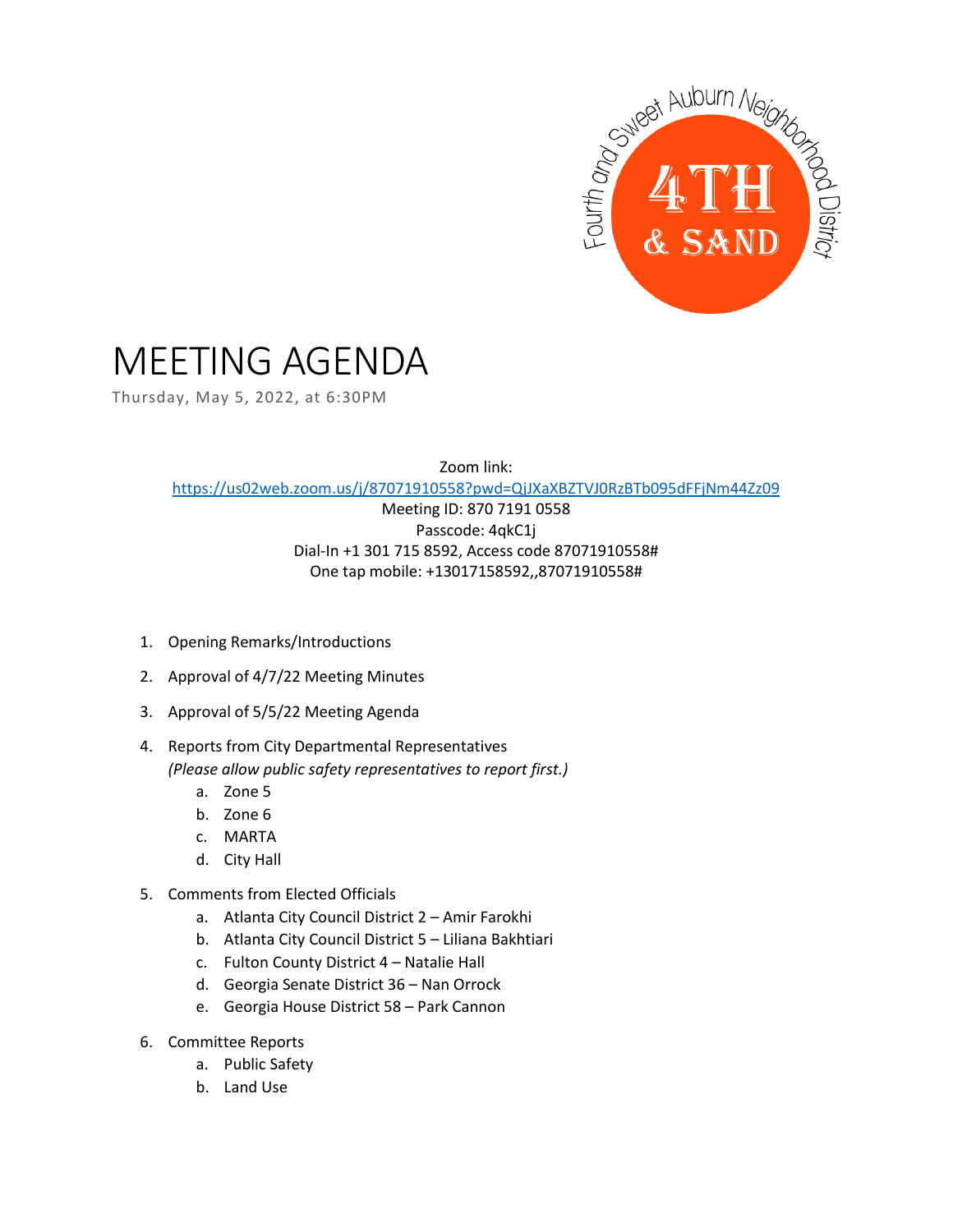Fourth and Sweet Auburn Neighborhood District

4TH & SAND

# MEETING AGENDA

Thursday, May 5, 2022, at 6:30PM

Zoom link:
https://us02web.zoom.us/j/87071910558?pwd=QjJXaXBZTVJ0RzBTb095dFFjNm44Zz09
Meeting ID: 870 7191 0558
Passcode: 4qkC1j
Dial-In +1 301 715 8592, Access code 87071910558#
One tap mobile: +13017158592,,87071910558#

1. Opening Remarks/Introductions
2. Approval of 4/7/22 Meeting Minutes
3. Approval of 5/5/22 Meeting Agenda
4. Reports from City Departmental Representatives
   *(Please allow public safety representatives to report first.)*
   a. Zone 5
   b. Zone 6
   c. MARTA
   d. City Hall
5. Comments from Elected Officials
   a. Atlanta City Council District 2 – Amir Farokhi
   b. Atlanta City Council District 5 – Liliana Bakhtiari
   c. Fulton County District 4 – Natalie Hall
   d. Georgia Senate District 36 – Nan Orrock
   e. Georgia House District 58 – Park Cannon
6. Committee Reports
   a. Public Safety
   b. Land Use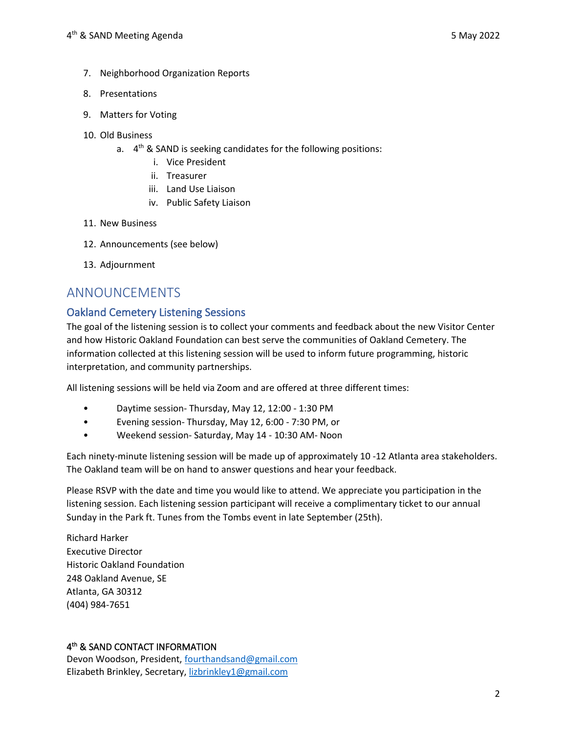7. Neighborhood Organization Reports
8. Presentations
9. Matters for Voting
10. Old Business
    a. 4th & SAND is seeking candidates for the following positions:
        i. Vice President
        ii. Treasurer
        iii. Land Use Liaison
        iv. Public Safety Liaison
11. New Business
12. Announcements (see below)
13. Adjournment

# ANNOUNCEMENTS

## Oakland Cemetery Listening Sessions

The goal of the listening session is to collect your comments and feedback about the new Visitor Center and how Historic Oakland Foundation can best serve the communities of Oakland Cemetery. The information collected at this listening session will be used to inform future programming, historic interpretation, and community partnerships.

All listening sessions will be held via Zoom and are offered at three different times:

- Daytime session- Thursday, May 12, 12:00 - 1:30 PM
- Evening session- Thursday, May 12, 6:00 - 7:30 PM, or
- Weekend session- Saturday, May 14 - 10:30 AM- Noon

Each ninety-minute listening session will be made up of approximately 10 -12 Atlanta area stakeholders. The Oakland team will be on hand to answer questions and hear your feedback.

Please RSVP with the date and time you would like to attend. We appreciate you participation in the listening session. Each listening session participant will receive a complimentary ticket to our annual Sunday in the Park ft. Tunes from the Tombs event in late September (25th).

Richard Harker
Executive Director
Historic Oakland Foundation
248 Oakland Avenue, SE
Atlanta, GA 30312
(404) 984-7651

**4th & SAND CONTACT INFORMATION**
Devon Woodson, President, fourthandsand@gmail.com
Elizabeth Brinkley, Secretary, lizbrinkley1@gmail.com